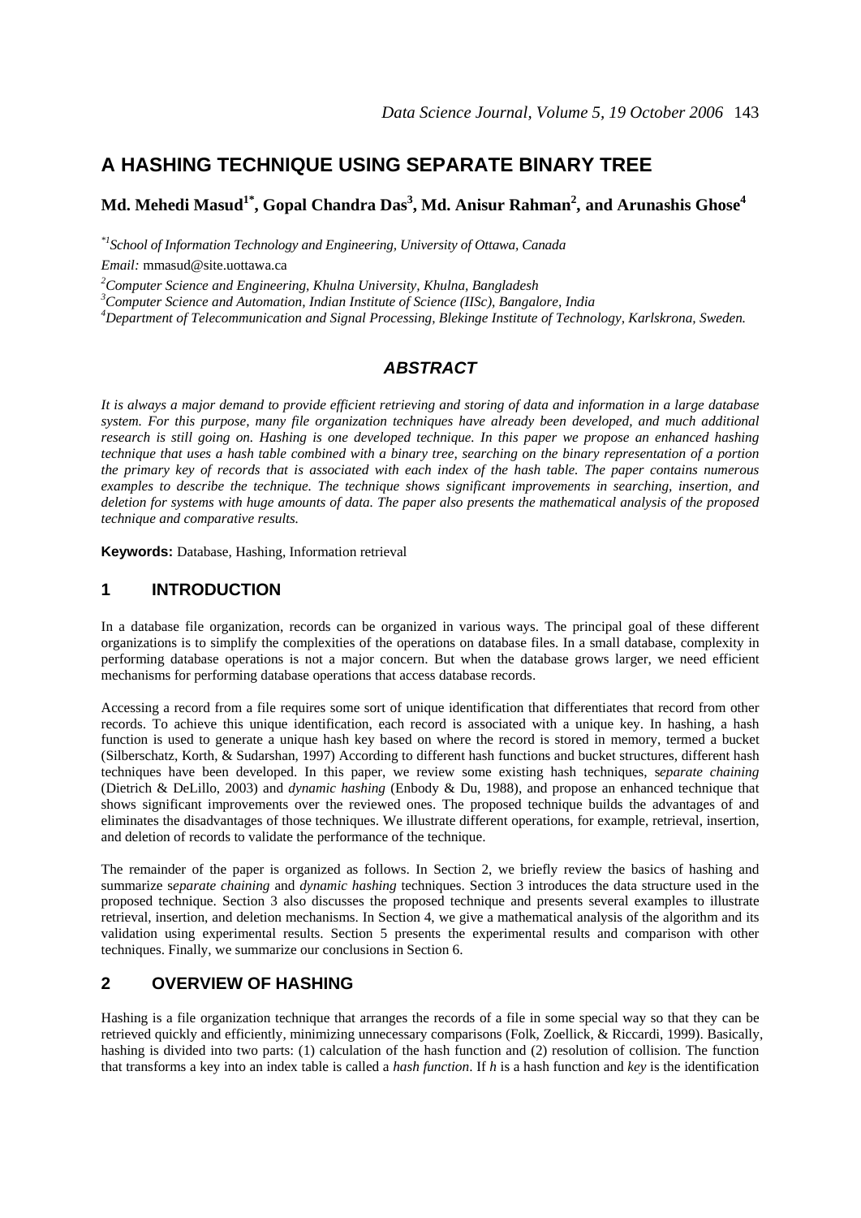# A HASHING TECHNIQUE USING SEPARATE BINARY TREE

**Md. Mehedi Masud[1*], Gopal Chandra Das[3], Md. Anisur Rahman[2], and Arunashis Ghose[4]**

*[*1]School of Information Technology and Engineering, University of Ottawa, Canada*

*Email:* mmasud@site.uottawa.ca

*[2]Computer Science and Engineering, Khulna University, Khulna, Bangladesh*

*[3]Computer Science and Automation, Indian Institute of Science (IISc), Bangalore, India*

*[4]Department of Telecommunication and Signal Processing, Blekinge Institute of Technology, Karlskrona, Sweden.*

## *ABSTRACT*

*It is always a major demand to provide efficient retrieving and storing of data and information in a large database system. For this purpose, many file organization techniques have already been developed, and much additional research is still going on. Hashing is one developed technique. In this paper we propose an enhanced hashing technique that uses a hash table combined with a binary tree, searching on the binary representation of a portion the primary key of records that is associated with each index of the hash table. The paper contains numerous examples to describe the technique. The technique shows significant improvements in searching, insertion, and deletion for systems with huge amounts of data. The paper also presents the mathematical analysis of the proposed technique and comparative results.*

**Keywords:** Database, Hashing, Information retrieval

## 1 INTRODUCTION

In a database file organization, records can be organized in various ways. The principal goal of these different organizations is to simplify the complexities of the operations on database files. In a small database, complexity in performing database operations is not a major concern. But when the database grows larger, we need efficient mechanisms for performing database operations that access database records.

Accessing a record from a file requires some sort of unique identification that differentiates that record from other records. To achieve this unique identification, each record is associated with a unique key. In hashing, a hash function is used to generate a unique hash key based on where the record is stored in memory, termed a bucket (Silberschatz, Korth, & Sudarshan, 1997) According to different hash functions and bucket structures, different hash techniques have been developed. In this paper, we review some existing hash techniques, *separate chaining* (Dietrich & DeLillo, 2003) and *dynamic hashing* (Enbody & Du, 1988), and propose an enhanced technique that shows significant improvements over the reviewed ones. The proposed technique builds the advantages of and eliminates the disadvantages of those techniques. We illustrate different operations, for example, retrieval, insertion, and deletion of records to validate the performance of the technique.

The remainder of the paper is organized as follows. In Section 2, we briefly review the basics of hashing and summarize *separate chaining* and *dynamic hashing* techniques. Section 3 introduces the data structure used in the proposed technique. Section 3 also discusses the proposed technique and presents several examples to illustrate retrieval, insertion, and deletion mechanisms. In Section 4, we give a mathematical analysis of the algorithm and its validation using experimental results. Section 5 presents the experimental results and comparison with other techniques. Finally, we summarize our conclusions in Section 6.

## 2 OVERVIEW OF HASHING

Hashing is a file organization technique that arranges the records of a file in some special way so that they can be retrieved quickly and efficiently, minimizing unnecessary comparisons (Folk, Zoellick, & Riccardi, 1999). Basically, hashing is divided into two parts: (1) calculation of the hash function and (2) resolution of collision. The function that transforms a key into an index table is called a *hash function*. If *h* is a hash function and *key* is the identification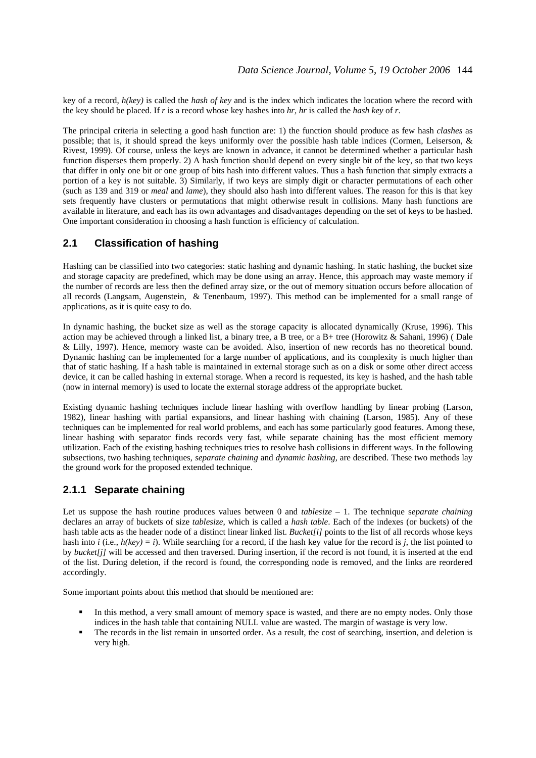key of a record, *h(key)* is called the *hash of key* and is the index which indicates the location where the record with the key should be placed. If *r* is a record whose key hashes into *hr*, *hr* is called the *hash key* of *r*.

The principal criteria in selecting a good hash function are: 1) the function should produce as few hash *clashes* as possible; that is, it should spread the keys uniformly over the possible hash table indices (Cormen, Leiserson, & Rivest, 1999). Of course, unless the keys are known in advance, it cannot be determined whether a particular hash function disperses them properly. 2) A hash function should depend on every single bit of the key, so that two keys that differ in only one bit or one group of bits hash into different values. Thus a hash function that simply extracts a portion of a key is not suitable. 3) Similarly, if two keys are simply digit or character permutations of each other (such as 139 and 319 or *meal* and *lame*), they should also hash into different values. The reason for this is that key sets frequently have clusters or permutations that might otherwise result in collisions. Many hash functions are available in literature, and each has its own advantages and disadvantages depending on the set of keys to be hashed. One important consideration in choosing a hash function is efficiency of calculation.

## 2.1 Classification of hashing

Hashing can be classified into two categories: static hashing and dynamic hashing. In static hashing, the bucket size and storage capacity are predefined, which may be done using an array. Hence, this approach may waste memory if the number of records are less then the defined array size, or the out of memory situation occurs before allocation of all records (Langsam, Augenstein, & Tenenbaum, 1997). This method can be implemented for a small range of applications, as it is quite easy to do.

In dynamic hashing, the bucket size as well as the storage capacity is allocated dynamically (Kruse, 1996). This action may be achieved through a linked list, a binary tree, a B tree, or a B+ tree (Horowitz & Sahani, 1996) ( Dale & Lilly, 1997). Hence, memory waste can be avoided. Also, insertion of new records has no theoretical bound. Dynamic hashing can be implemented for a large number of applications, and its complexity is much higher than that of static hashing. If a hash table is maintained in external storage such as on a disk or some other direct access device, it can be called hashing in external storage. When a record is requested, its key is hashed, and the hash table (now in internal memory) is used to locate the external storage address of the appropriate bucket.

Existing dynamic hashing techniques include linear hashing with overflow handling by linear probing (Larson, 1982), linear hashing with partial expansions, and linear hashing with chaining (Larson, 1985). Any of these techniques can be implemented for real world problems, and each has some particularly good features. Among these, linear hashing with separator finds records very fast, while separate chaining has the most efficient memory utilization. Each of the existing hashing techniques tries to resolve hash collisions in different ways. In the following subsections, two hashing techniques, *separate chaining* and *dynamic hashing*, are described. These two methods lay the ground work for the proposed extended technique.

### 2.1.1 Separate chaining

Let us suppose the hash routine produces values between 0 and *tablesize* – 1. The technique s*eparate chaining* declares an array of buckets of size *tablesize*, which is called a *hash table*. Each of the indexes (or buckets) of the hash table acts as the header node of a distinct linear linked list. *Bucket[i]* points to the list of all records whose keys hash into *i* (i.e., *h(key)* = *i*). While searching for a record, if the hash key value for the record is *j*, the list pointed to by *bucket[j]* will be accessed and then traversed. During insertion, if the record is not found, it is inserted at the end of the list. During deletion, if the record is found, the corresponding node is removed, and the links are reordered accordingly.

Some important points about this method that should be mentioned are:

- In this method, a very small amount of memory space is wasted, and there are no empty nodes. Only those indices in the hash table that containing NULL value are wasted. The margin of wastage is very low.
- The records in the list remain in unsorted order. As a result, the cost of searching, insertion, and deletion is very high.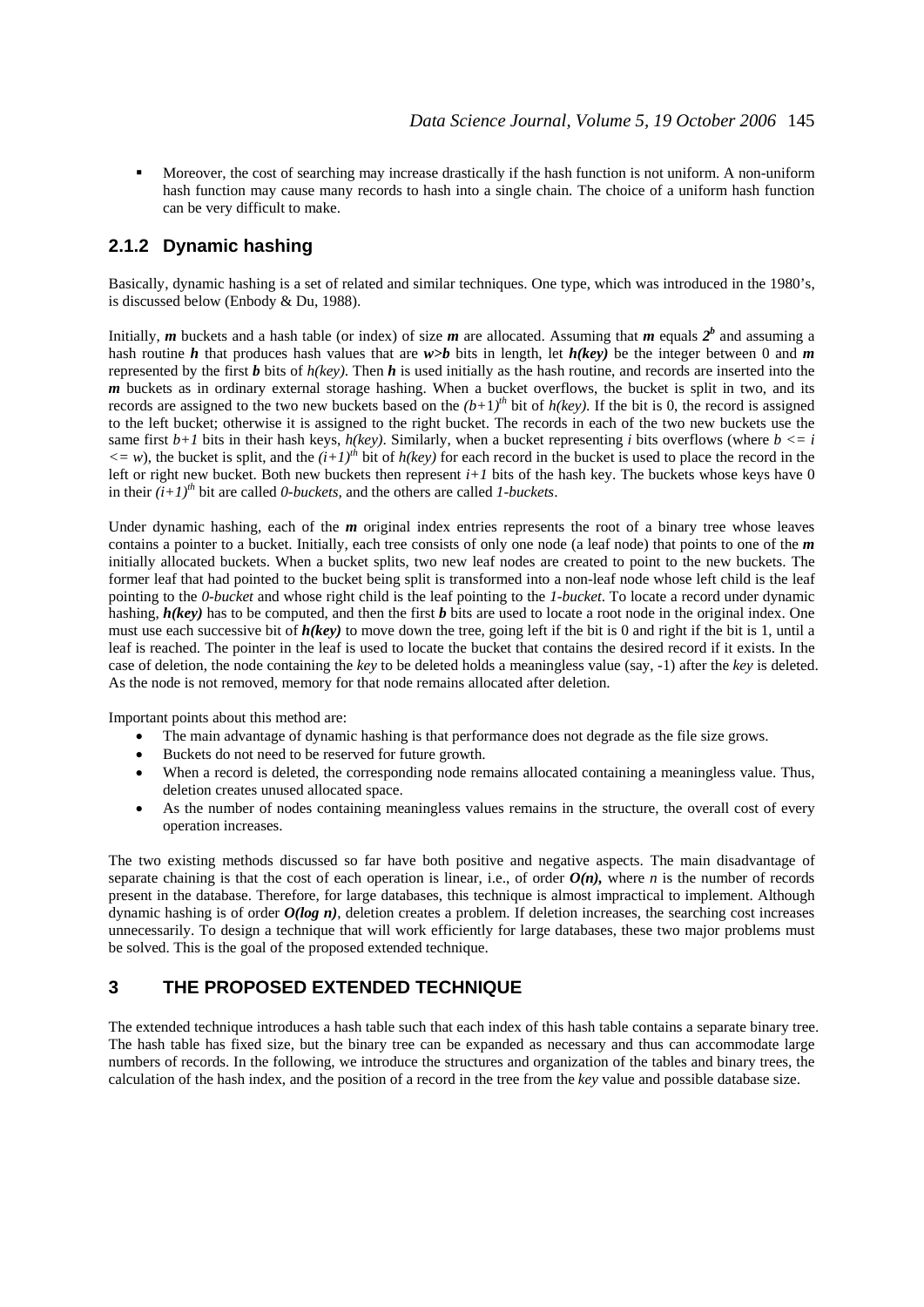- Moreover, the cost of searching may increase drastically if the hash function is not uniform. A non-uniform hash function may cause many records to hash into a single chain. The choice of a uniform hash function can be very difficult to make.

### 2.1.2 Dynamic hashing

Basically, dynamic hashing is a set of related and similar techniques. One type, which was introduced in the 1980's, is discussed below (Enbody & Du, 1988).

Initially, $m$ buckets and a hash table (or index) of size $m$ are allocated. Assuming that $m$ equals $2^b$ and assuming a hash routine $h$ that produces hash values that are $w>b$ bits in length, let $h(key)$ be the integer between 0 and $m$ represented by the first $b$ bits of $h(key)$. Then $h$ is used initially as the hash routine, and records are inserted into the $m$ buckets as in ordinary external storage hashing. When a bucket overflows, the bucket is split in two, and its records are assigned to the two new buckets based on the $(b+1)^{th}$ bit of $h(key)$. If the bit is 0, the record is assigned to the left bucket; otherwise it is assigned to the right bucket. The records in each of the two new buckets use the same first $b+1$ bits in their hash keys, $h(key)$. Similarly, when a bucket representing $i$ bits overflows (where $b <= i <= w$), the bucket is split, and the $(i+1)^{th}$ bit of $h(key)$ for each record in the bucket is used to place the record in the left or right new bucket. Both new buckets then represent $i+1$ bits of the hash key. The buckets whose keys have 0 in their $(i+1)^{th}$ bit are called *0-buckets*, and the others are called *1-buckets*.

Under dynamic hashing, each of the $m$ original index entries represents the root of a binary tree whose leaves contains a pointer to a bucket. Initially, each tree consists of only one node (a leaf node) that points to one of the $m$ initially allocated buckets. When a bucket splits, two new leaf nodes are created to point to the new buckets. The former leaf that had pointed to the bucket being split is transformed into a non-leaf node whose left child is the leaf pointing to the *0-bucket* and whose right child is the leaf pointing to the *1-bucket*. To locate a record under dynamic hashing, $h(key)$ has to be computed, and then the first $b$ bits are used to locate a root node in the original index. One must use each successive bit of $h(key)$ to move down the tree, going left if the bit is 0 and right if the bit is 1, until a leaf is reached. The pointer in the leaf is used to locate the bucket that contains the desired record if it exists. In the case of deletion, the node containing the *key* to be deleted holds a meaningless value (say, -1) after the *key* is deleted. As the node is not removed, memory for that node remains allocated after deletion.

Important points about this method are:

- The main advantage of dynamic hashing is that performance does not degrade as the file size grows.
- Buckets do not need to be reserved for future growth.
- When a record is deleted, the corresponding node remains allocated containing a meaningless value. Thus, deletion creates unused allocated space.
- As the number of nodes containing meaningless values remains in the structure, the overall cost of every operation increases.

The two existing methods discussed so far have both positive and negative aspects. The main disadvantage of separate chaining is that the cost of each operation is linear, i.e., of order $O(n)$, where $n$ is the number of records present in the database. Therefore, for large databases, this technique is almost impractical to implement. Although dynamic hashing is of order $O(\log n)$, deletion creates a problem. If deletion increases, the searching cost increases unnecessarily. To design a technique that will work efficiently for large databases, these two major problems must be solved. This is the goal of the proposed extended technique.

## 3 THE PROPOSED EXTENDED TECHNIQUE

The extended technique introduces a hash table such that each index of this hash table contains a separate binary tree. The hash table has fixed size, but the binary tree can be expanded as necessary and thus can accommodate large numbers of records. In the following, we introduce the structures and organization of the tables and binary trees, the calculation of the hash index, and the position of a record in the tree from the *key* value and possible database size.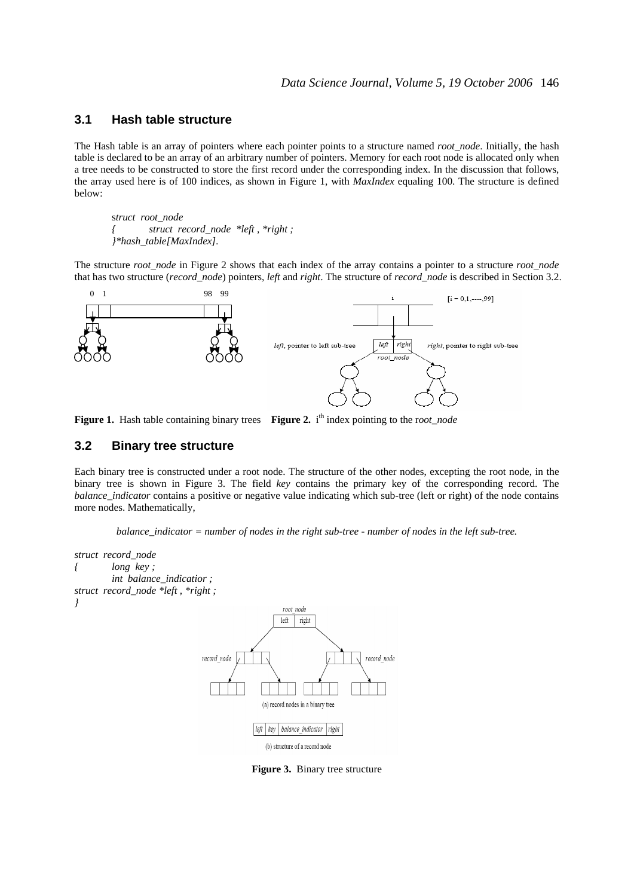### 3.1 Hash table structure

The Hash table is an array of pointers where each pointer points to a structure named *root_node*. Initially, the hash table is declared to be an array of an arbitrary number of pointers. Memory for each root node is allocated only when a tree needs to be constructed to store the first record under the corresponding index. In the discussion that follows, the array used here is of 100 indices, as shown in Figure 1, with *MaxIndex* equaling 100. The structure is defined below:

```
struct  root_node
{          struct  record_node  *left , *right ;
}*hash_table[MaxIndex].
```

The structure *root_node* in Figure 2 shows that each index of the array contains a pointer to a structure *root_node* that has two structure (*record_node*) pointers, *left* and *right*. The structure of *record_node* is described in Section 3.2.

**Figure 1.** Hash table containing binary trees **Figure 2.** i[th] index pointing to the r*oot_node*

### 3.2 Binary tree structure

Each binary tree is constructed under a root node. The structure of the other nodes, excepting the root node, in the binary tree is shown in Figure 3. The field *key* contains the primary key of the corresponding record. The *balance_indicator* contains a positive or negative value indicating which sub-tree (left or right) of the node contains more nodes. Mathematically,

*balance_indicator = number of nodes in the right sub-tree - number of nodes in the left sub-tree.*

```
struct  record_node
{          long  key ;
           int  balance_indicatior ;
struct  record_node *left , *right ;
}
```

(a) record nodes in a binary tree

(b) structure of a record node

**Figure 3.** Binary tree structure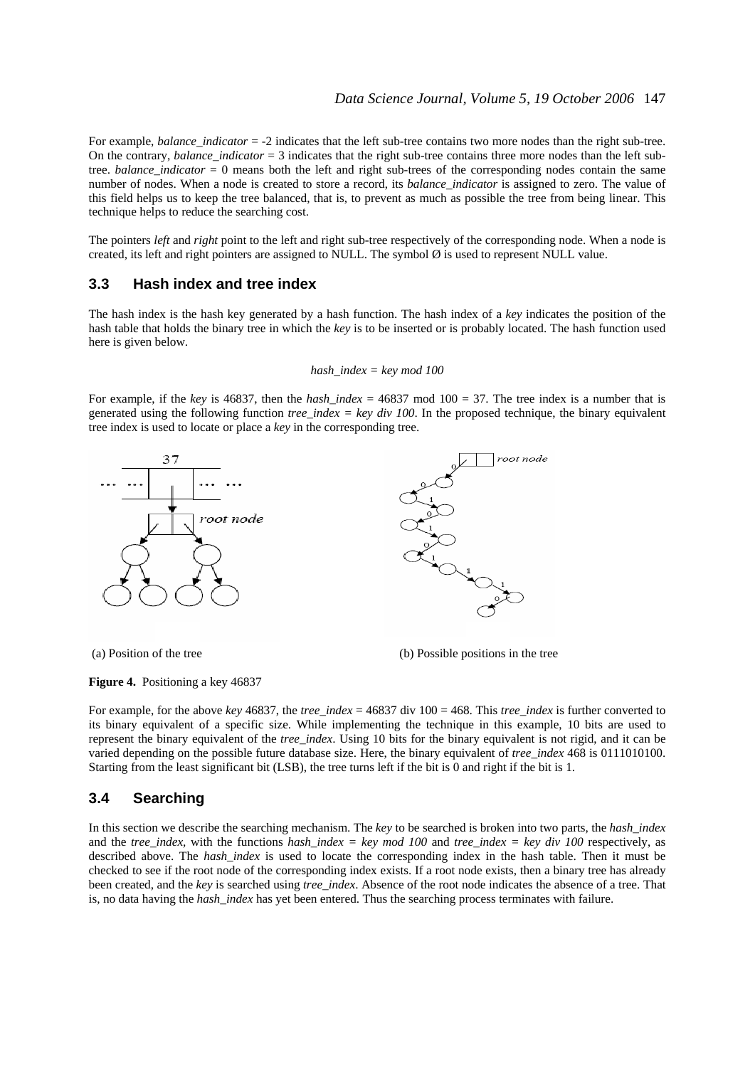For example, *balance_indicator* = -2 indicates that the left sub-tree contains two more nodes than the right sub-tree. On the contrary, *balance_indicator* = 3 indicates that the right sub-tree contains three more nodes than the left sub-tree. *balance_indicator* = 0 means both the left and right sub-trees of the corresponding nodes contain the same number of nodes. When a node is created to store a record, its *balance_indicator* is assigned to zero. The value of this field helps us to keep the tree balanced, that is, to prevent as much as possible the tree from being linear. This technique helps to reduce the searching cost.

The pointers *left* and *right* point to the left and right sub-tree respectively of the corresponding node. When a node is created, its left and right pointers are assigned to NULL. The symbol Ø is used to represent NULL value.

## 3.3 Hash index and tree index

The hash index is the hash key generated by a hash function. The hash index of a *key* indicates the position of the hash table that holds the binary tree in which the *key* is to be inserted or is probably located. The hash function used here is given below.

$$hash\_index = key \bmod 100$$

For example, if the *key* is 46837, then the *hash_index* = 46837 mod 100 = 37. The tree index is a number that is generated using the following function *tree_index = key div 100*. In the proposed technique, the binary equivalent tree index is used to locate or place a *key* in the corresponding tree.

37

root node

root node

0
0
1
0
1
0
1
1
1
0

(a) Position of the tree

(b) Possible positions in the tree

**Figure 4.** Positioning a key 46837

For example, for the above *key* 46837, the *tree_index* = 46837 div 100 = 468. This *tree_index* is further converted to its binary equivalent of a specific size. While implementing the technique in this example, 10 bits are used to represent the binary equivalent of the *tree_index*. Using 10 bits for the binary equivalent is not rigid, and it can be varied depending on the possible future database size. Here, the binary equivalent of *tree_index* 468 is 0111010100. Starting from the least significant bit (LSB), the tree turns left if the bit is 0 and right if the bit is 1.

## 3.4 Searching

In this section we describe the searching mechanism. The *key* to be searched is broken into two parts, the *hash_index* and the *tree_index*, with the functions *hash_index = key mod 100* and *tree_index = key div 100* respectively, as described above. The *hash_index* is used to locate the corresponding index in the hash table. Then it must be checked to see if the root node of the corresponding index exists. If a root node exists, then a binary tree has already been created, and the *key* is searched using *tree_index*. Absence of the root node indicates the absence of a tree. That is, no data having the *hash_index* has yet been entered. Thus the searching process terminates with failure.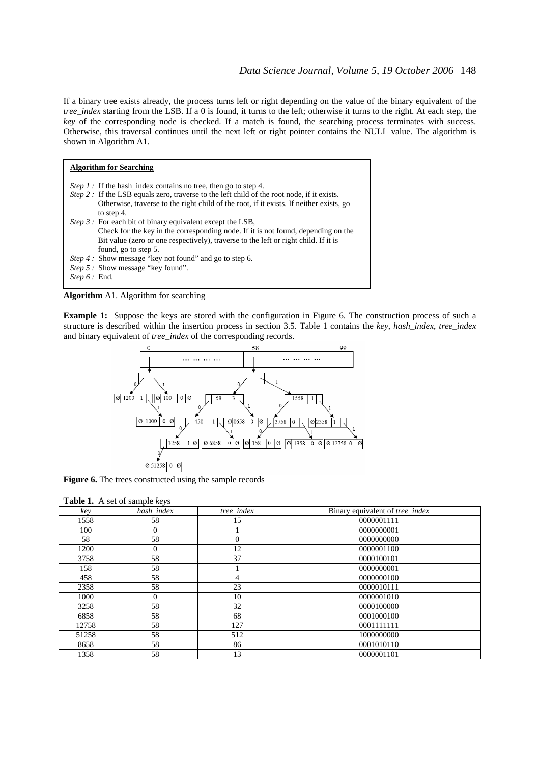If a binary tree exists already, the process turns left or right depending on the value of the binary equivalent of the *tree_index* starting from the LSB. If a 0 is found, it turns to the left; otherwise it turns to the right. At each step, the *key* of the corresponding node is checked. If a match is found, the searching process terminates with success. Otherwise, this traversal continues until the next left or right pointer contains the NULL value. The algorithm is shown in Algorithm A1.

**Algorithm for Searching**

*Step 1 :* If the hash_index contains no tree, then go to step 4.
*Step 2 :* If the LSB equals zero, traverse to the left child of the root node, if it exists. Otherwise, traverse to the right child of the root, if it exists. If neither exists, go to step 4.
*Step 3 :* For each bit of binary equivalent except the LSB, Check for the key in the corresponding node. If it is not found, depending on the Bit value (zero or one respectively), traverse to the left or right child. If it is found, go to step 5.
*Step 4 :* Show message "key not found" and go to step 6.
*Step 5 :* Show message "key found".
*Step 6 :* End.

**Algorithm** A1. Algorithm for searching

**Example 1:** Suppose the keys are stored with the configuration in Figure 6. The construction process of such a structure is described within the insertion process in section 3.5. Table 1 contains the *key*, *hash_index*, *tree_index* and binary equivalent of *tree_index* of the corresponding records.

0 58 99
... ... ... ... ... ... ... ...
0 1
Ø 1200 1 Ø 100 0 Ø
1
Ø 1000 0 Ø
0 1
58 -3
1558 -1
458 -1
Ø 8658 0 Ø
3758 0
Ø 2358 1
3258 -1 Ø
Ø 6858 0 Ø
Ø 158 0 Ø
Ø 1358 0 Ø
Ø 12758 0 Ø
Ø 51258 0 Ø

**Figure 6.** The trees constructed using the sample records

**Table 1.** A set of sample *key*s

| *key* | *hash_index* | *tree_index* | Binary equivalent of *tree_index* |
|---|---|---|---|
| 1558 | 58 | 15 | 0000001111 |
| 100 | 0 | 1 | 0000000001 |
| 58 | 58 | 0 | 0000000000 |
| 1200 | 0 | 12 | 0000001100 |
| 3758 | 58 | 37 | 0000100101 |
| 158 | 58 | 1 | 0000000001 |
| 458 | 58 | 4 | 0000000100 |
| 2358 | 58 | 23 | 0000010111 |
| 1000 | 0 | 10 | 0000001010 |
| 3258 | 58 | 32 | 0000100000 |
| 6858 | 58 | 68 | 0001000100 |
| 12758 | 58 | 127 | 0001111111 |
| 51258 | 58 | 512 | 1000000000 |
| 8658 | 58 | 86 | 0001010110 |
| 1358 | 58 | 13 | 0000001101 |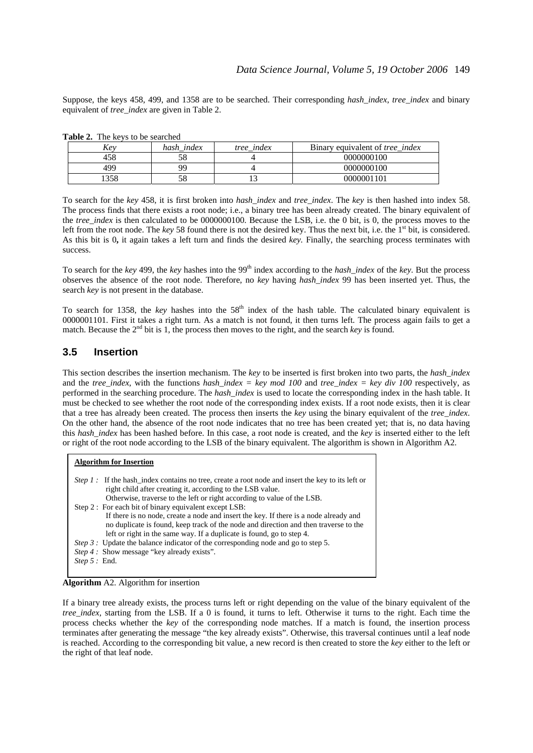Suppose, the keys 458, 499, and 1358 are to be searched. Their corresponding *hash_index*, *tree_index* and binary equivalent of *tree_index* are given in Table 2.

**Table 2.** The keys to be searched

| *Key* | *hash_index* | *tree_index* | Binary equivalent of *tree_index* |
|---|---|---|---|
| 458 | 58 | 4 | 0000000100 |
| 499 | 99 | 4 | 0000000100 |
| 1358 | 58 | 13 | 0000001101 |

To search for the *key* 458, it is first broken into *hash_index* and *tree_index*. The *key* is then hashed into index 58. The process finds that there exists a root node; i.e., a binary tree has been already created. The binary equivalent of the *tree_index* is then calculated to be 0000000100. Because the LSB, i.e. the 0 bit, is 0, the process moves to the left from the root node. The *key* 58 found there is not the desired key. Thus the next bit, i.e. the 1st bit, is considered. As this bit is 0**,** it again takes a left turn and finds the desired *key*. Finally, the searching process terminates with success.

To search for the *key* 499, the *key* hashes into the 99th index according to the *hash_index* of the *key*. But the process observes the absence of the root node. Therefore, no *key* having *hash_index* 99 has been inserted yet. Thus, the search *key* is not present in the database.

To search for 1358, the *key* hashes into the 58th index of the hash table. The calculated binary equivalent is 0000001101. First it takes a right turn. As a match is not found, it then turns left. The process again fails to get a match. Because the 2nd bit is 1, the process then moves to the right, and the search *key* is found.

## 3.5 Insertion

This section describes the insertion mechanism. The *key* to be inserted is first broken into two parts, the *hash_index* and the *tree_index*, with the functions *hash_index = key mod 100* and *tree_index = key div 100* respectively, as performed in the searching procedure. The *hash_index* is used to locate the corresponding index in the hash table. It must be checked to see whether the root node of the corresponding index exists. If a root node exists, then it is clear that a tree has already been created. The process then inserts the *key* using the binary equivalent of the *tree_index*. On the other hand, the absence of the root node indicates that no tree has been created yet; that is, no data having this *hash_index* has been hashed before. In this case, a root node is created, and the *key* is inserted either to the left or right of the root node according to the LSB of the binary equivalent. The algorithm is shown in Algorithm A2.

**Algorithm for Insertion**

*Step 1 :* If the hash_index contains no tree, create a root node and insert the key to its left or right child after creating it, according to the LSB value.
Otherwise, traverse to the left or right according to value of the LSB.

Step 2 : For each bit of binary equivalent except LSB:
If there is no node, create a node and insert the key. If there is a node already and no duplicate is found, keep track of the node and direction and then traverse to the left or right in the same way. If a duplicate is found, go to step 4.

*Step 3 :* Update the balance indicator of the corresponding node and go to step 5.

*Step 4 :* Show message "key already exists".

*Step 5 :* End.

**Algorithm** A2. Algorithm for insertion

If a binary tree already exists, the process turns left or right depending on the value of the binary equivalent of the *tree_index,* starting from the LSB. If a 0 is found, it turns to left. Otherwise it turns to the right. Each time the process checks whether the *key* of the corresponding node matches. If a match is found, the insertion process terminates after generating the message "the key already exists". Otherwise, this traversal continues until a leaf node is reached. According to the corresponding bit value, a new record is then created to store the *key* either to the left or the right of that leaf node.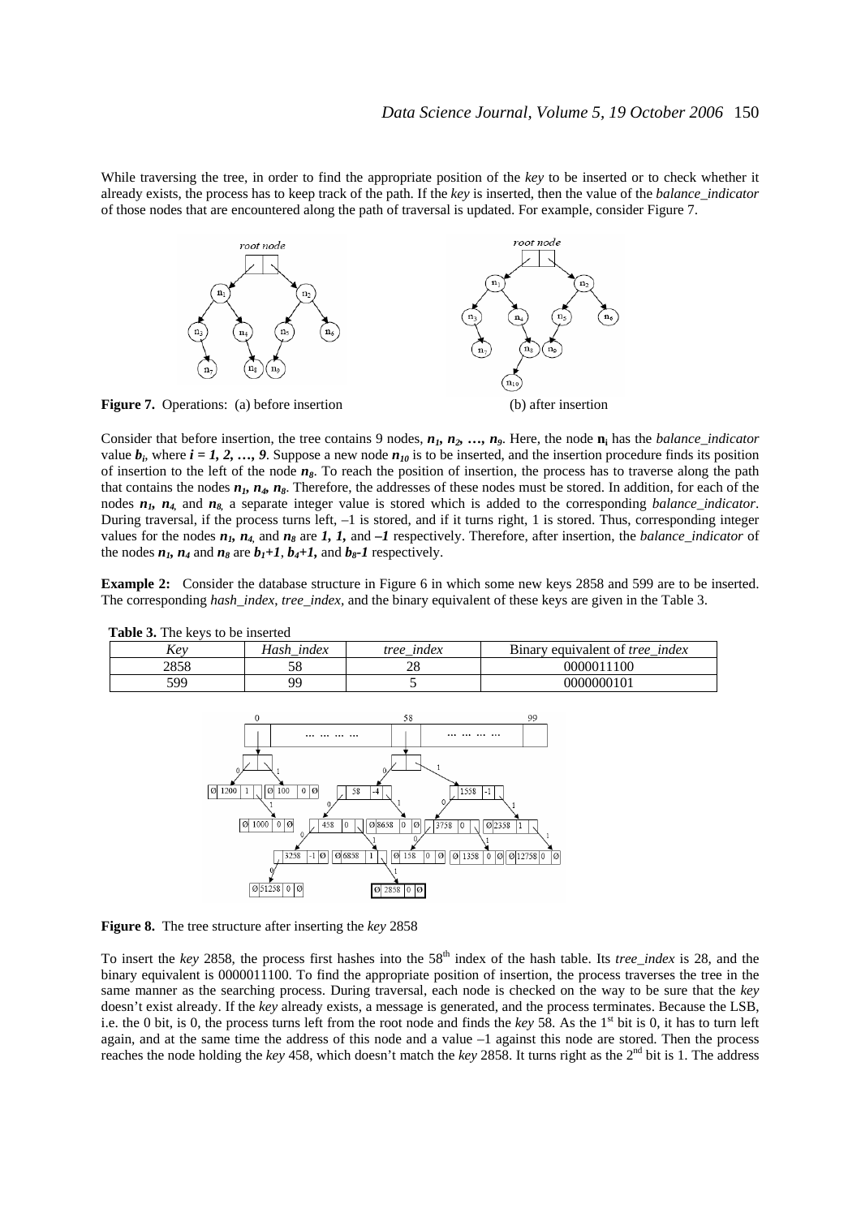While traversing the tree, in order to find the appropriate position of the *key* to be inserted or to check whether it already exists, the process has to keep track of the path. If the *key* is inserted, then the value of the *balance_indicator* of those nodes that are encountered along the path of traversal is updated. For example, consider Figure 7.

**Figure 7.** Operations: (a) before insertion (b) after insertion

Consider that before insertion, the tree contains 9 nodes, $n_1, n_2, \ldots, n_9$. Here, the node $\mathbf{n}_i$ has the *balance_indicator* value $b_i$, where $i = 1, 2, \ldots, 9$. Suppose a new node $n_{10}$ is to be inserted, and the insertion procedure finds its position of insertion to the left of the node $n_8$. To reach the position of insertion, the process has to traverse along the path that contains the nodes $n_1, n_4, n_8$. Therefore, the addresses of these nodes must be stored. In addition, for each of the nodes $n_1, n_4$, and $n_8$, a separate integer value is stored which is added to the corresponding *balance_indicator*. During traversal, if the process turns left, –1 is stored, and if it turns right, 1 is stored. Thus, corresponding integer values for the nodes $n_1, n_4$, and $n_8$ are ***1, 1,*** and ***–1*** respectively. Therefore, after insertion, the *balance_indicator* of the nodes $n_1, n_4$ and $n_8$ are $b_1+1$, $b_4+1$, and $b_8-1$ respectively.

**Example 2:** Consider the database structure in Figure 6 in which some new keys 2858 and 599 are to be inserted. The corresponding *hash_index*, *tree_index*, and the binary equivalent of these keys are given in the Table 3.

**Table 3.** The keys to be inserted

| *Key* | *Hash_index* | *tree_index* | Binary equivalent of *tree_index* |
|---|---|---|---|
| 2858 | 58 | 28 | 0000011100 |
| 599 | 99 | 5 | 0000000101 |

**Figure 8.** The tree structure after inserting the *key* 2858

To insert the *key* 2858, the process first hashes into the 58th index of the hash table. Its *tree_index* is 28, and the binary equivalent is 0000011100. To find the appropriate position of insertion, the process traverses the tree in the same manner as the searching process. During traversal, each node is checked on the way to be sure that the *key* doesn't exist already. If the *key* already exists, a message is generated, and the process terminates. Because the LSB, i.e. the 0 bit, is 0, the process turns left from the root node and finds the *key* 58. As the 1st bit is 0, it has to turn left again, and at the same time the address of this node and a value –1 against this node are stored. Then the process reaches the node holding the *key* 458, which doesn't match the *key* 2858. It turns right as the 2nd bit is 1. The address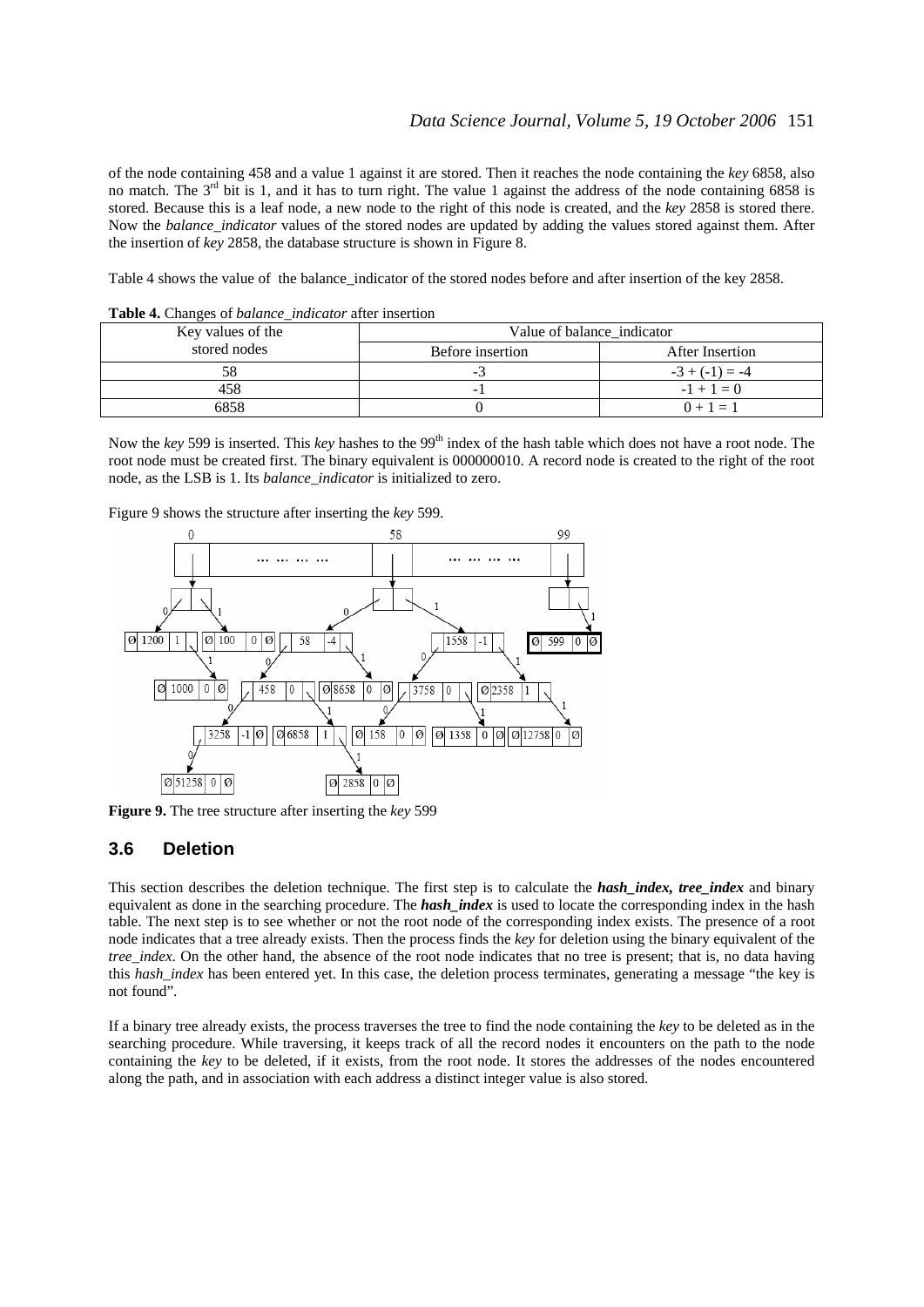of the node containing 458 and a value 1 against it are stored. Then it reaches the node containing the *key* 6858, also no match. The 3rd bit is 1, and it has to turn right. The value 1 against the address of the node containing 6858 is stored. Because this is a leaf node, a new node to the right of this node is created, and the *key* 2858 is stored there. Now the *balance_indicator* values of the stored nodes are updated by adding the values stored against them. After the insertion of *key* 2858, the database structure is shown in Figure 8.

Table 4 shows the value of the balance_indicator of the stored nodes before and after insertion of the key 2858.

**Table 4.** Changes of *balance_indicator* after insertion

| Key values of the stored nodes | Value of balance_indicator | |
|---|---|---|
| | Before insertion | After Insertion |
| 58 | -3 | -3 + (-1) = -4 |
| 458 | -1 | -1 + 1 = 0 |
| 6858 | 0 | 0 + 1 = 1 |

Now the *key* 599 is inserted. This *key* hashes to the 99th index of the hash table which does not have a root node. The root node must be created first. The binary equivalent is 000000010. A record node is created to the right of the root node, as the LSB is 1. Its *balance_indicator* is initialized to zero.

Figure 9 shows the structure after inserting the *key* 599.

0
58
99
... ... ... ...
... ... ... ...
0
1
0
1
1
Ø 1200 1
Ø 100 0 Ø
58 -4
1558 -1
Ø 599 0 Ø
1
0
1
0
1
Ø 1000 0 Ø
458 0
Ø 8658 0 Ø
3758 0
Ø 2358 1
0
1
0
1
1
3258 -1 Ø
Ø 6858 1
Ø 158 0 Ø
Ø 1358 0 Ø
Ø 12758 0 Ø
0
1
Ø 51258 0 Ø
Ø 2858 0 Ø

**Figure 9.** The tree structure after inserting the *key* 599

## 3.6 Deletion

This section describes the deletion technique. The first step is to calculate the ***hash_index, tree_index*** and binary equivalent as done in the searching procedure. The ***hash_index*** is used to locate the corresponding index in the hash table. The next step is to see whether or not the root node of the corresponding index exists. The presence of a root node indicates that a tree already exists. Then the process finds the *key* for deletion using the binary equivalent of the *tree_index*. On the other hand, the absence of the root node indicates that no tree is present; that is, no data having this *hash_index* has been entered yet. In this case, the deletion process terminates, generating a message "the key is not found".

If a binary tree already exists, the process traverses the tree to find the node containing the *key* to be deleted as in the searching procedure. While traversing, it keeps track of all the record nodes it encounters on the path to the node containing the *key* to be deleted, if it exists, from the root node. It stores the addresses of the nodes encountered along the path, and in association with each address a distinct integer value is also stored.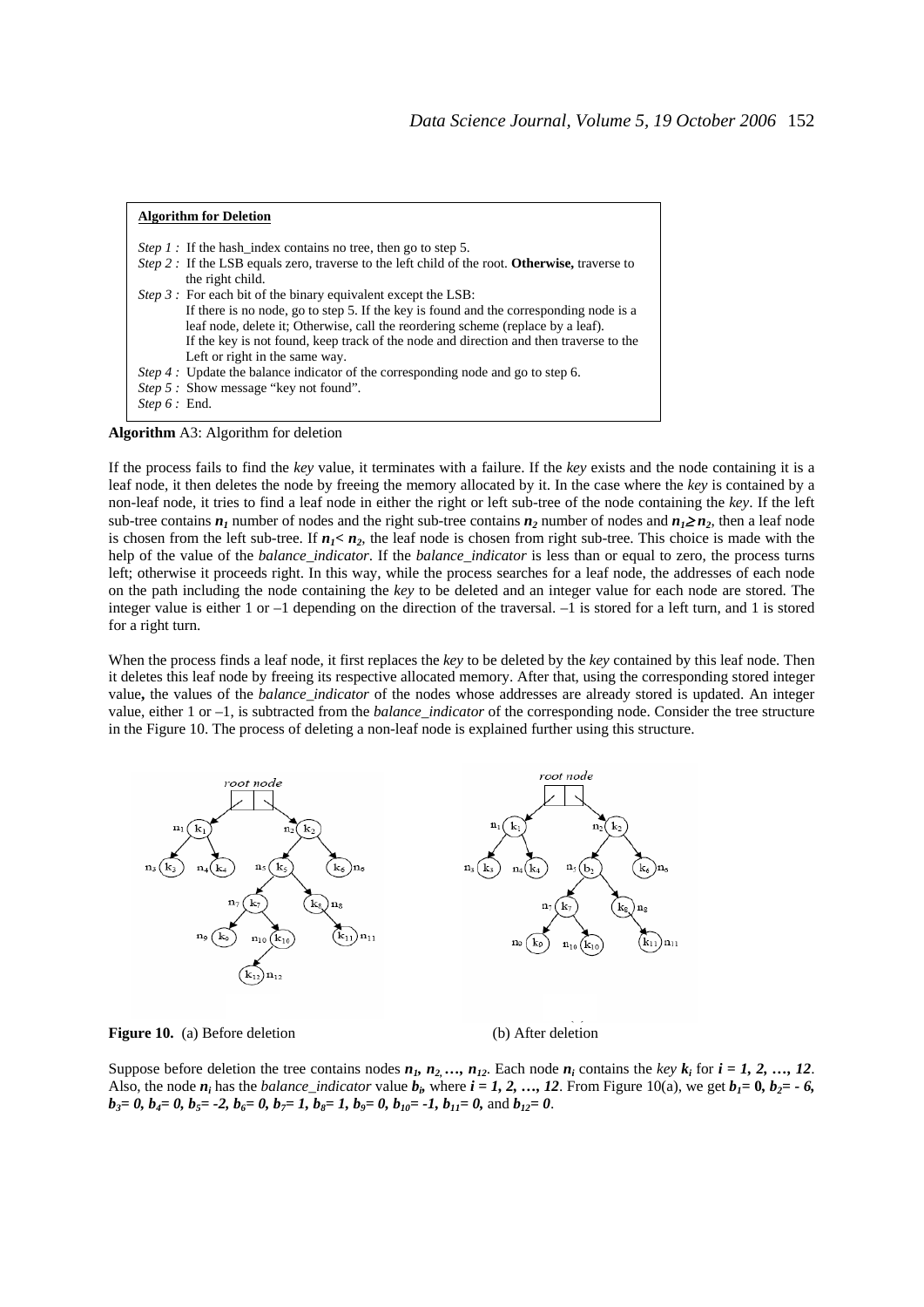**Algorithm for Deletion**

*Step 1 :* If the hash_index contains no tree, then go to step 5.
*Step 2 :* If the LSB equals zero, traverse to the left child of the root. **Otherwise,** traverse to the right child.
*Step 3 :* For each bit of the binary equivalent except the LSB:
If there is no node, go to step 5. If the key is found and the corresponding node is a leaf node, delete it; Otherwise, call the reordering scheme (replace by a leaf).
If the key is not found, keep track of the node and direction and then traverse to the Left or right in the same way.
*Step 4 :* Update the balance indicator of the corresponding node and go to step 6.
*Step 5 :* Show message "key not found".
*Step 6 :* End.

**Algorithm** A3: Algorithm for deletion

If the process fails to find the *key* value, it terminates with a failure. If the *key* exists and the node containing it is a leaf node, it then deletes the node by freeing the memory allocated by it. In the case where the *key* is contained by a non-leaf node, it tries to find a leaf node in either the right or left sub-tree of the node containing the *key*. If the left sub-tree contains $n_1$ number of nodes and the right sub-tree contains $n_2$ number of nodes and $n_1 \geq n_2$, then a leaf node is chosen from the left sub-tree. If $n_1 < n_2$, the leaf node is chosen from right sub-tree. This choice is made with the help of the value of the *balance_indicator*. If the *balance_indicator* is less than or equal to zero, the process turns left; otherwise it proceeds right. In this way, while the process searches for a leaf node, the addresses of each node on the path including the node containing the *key* to be deleted and an integer value for each node are stored. The integer value is either 1 or –1 depending on the direction of the traversal. –1 is stored for a left turn, and 1 is stored for a right turn.

When the process finds a leaf node, it first replaces the *key* to be deleted by the *key* contained by this leaf node. Then it deletes this leaf node by freeing its respective allocated memory. After that, using the corresponding stored integer value**,** the values of the *balance_indicator* of the nodes whose addresses are already stored is updated. An integer value, either 1 or –1, is subtracted from the *balance_indicator* of the corresponding node. Consider the tree structure in the Figure 10. The process of deleting a non-leaf node is explained further using this structure.

**Figure 10.** (a) Before deletion (b) After deletion

Suppose before deletion the tree contains nodes $n_1, n_2, \ldots, n_{12}$. Each node $n_i$ contains the *key* $k_i$ for $i = 1, 2, \ldots, 12$. Also, the node $n_i$ has the *balance_indicator* value $b_i$, where $i = 1, 2, \ldots, 12$. From Figure 10(a), we get $b_1 = 0$, $b_2 = -6$, $b_3 = 0$, $b_4 = 0$, $b_5 = -2$, $b_6 = 0$, $b_7 = 1$, $b_8 = 1$, $b_9 = 0$, $b_{10} = -1$, $b_{11} = 0$, and $b_{12} = 0$.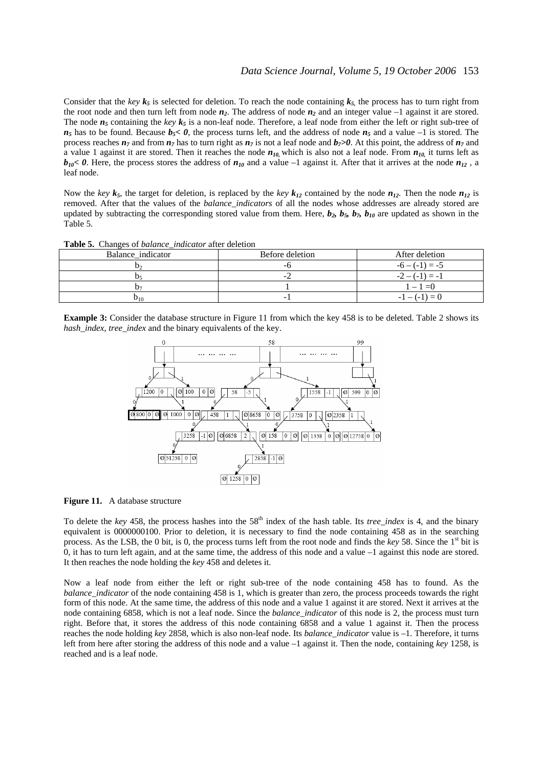Consider that the *key* $k_5$ is selected for deletion. To reach the node containing $k_5$, the process has to turn right from the root node and then turn left from node $n_2$. The address of node $n_2$ and an integer value –1 against it are stored. The node $n_5$ containing the *key* $k_5$ is a non-leaf node. Therefore, a leaf node from either the left or right sub-tree of $n_5$ has to be found. Because $b_5 < 0$, the process turns left, and the address of node $n_5$ and a value –1 is stored. The process reaches $n_7$ and from $n_7$ has to turn right as $n_7$ is not a leaf node and $b_7 > 0$. At this point, the address of $n_7$ and a value 1 against it are stored. Then it reaches the node $n_{10}$, which is also not a leaf node. From $n_{10}$, it turns left as $b_{10} < 0$. Here, the process stores the address of $n_{10}$ and a value –1 against it. After that it arrives at the node $n_{12}$, a leaf node.

Now the *key* $k_5$, the target for deletion, is replaced by the *key* $k_{12}$ contained by the node $n_{12}$. Then the node $n_{12}$ is removed. After that the values of the *balance_indicators* of all the nodes whose addresses are already stored are updated by subtracting the corresponding stored value from them. Here, $b_2$, $b_5$, $b_7$, $b_{10}$ are updated as shown in the Table 5.

**Table 5.** Changes of *balance_indicator* after deletion

| Balance_indicator | Before deletion | After deletion |
|---|---|---|
| $b_2$ | -6 | $-6 - (-1) = -5$ |
| $b_5$ | -2 | $-2 - (-1) = -1$ |
| $b_7$ | 1 | $1 - 1 = 0$ |
| $b_{10}$ | -1 | $-1 - (-1) = 0$ |

**Example 3:** Consider the database structure in Figure 11 from which the key 458 is to be deleted. Table 2 shows its *hash_index*, *tree_index* and the binary equivalents of the key.

0
58
99
… … … …
… … … …
0
1
0
1
1
1200 0
Ø 100 0 Ø
58 -5
1558 -1
Ø 599 0 Ø
0
1
1
0
1
Ø 800 0 Ø
Ø 1000 0 Ø
458 1
Ø 8658 0 Ø
3758 0
Ø 2358 1
0
1
0
1
1
3258 -1 Ø
Ø 6858 2
Ø 158 0 Ø
Ø 1358 0 Ø
Ø 12758 0 Ø
0
1
Ø 51258 0 Ø
2858 -1 Ø
0
Ø 1258 0 Ø

**Figure 11.** A database structure

To delete the *key* 458, the process hashes into the 58[th] index of the hash table. Its *tree_index* is 4, and the binary equivalent is 0000000100. Prior to deletion, it is necessary to find the node containing 458 as in the searching process. As the LSB, the 0 bit, is 0, the process turns left from the root node and finds the *key* 58. Since the 1[st] bit is 0, it has to turn left again, and at the same time, the address of this node and a value –1 against this node are stored. It then reaches the node holding the *key* 458 and deletes it.

Now a leaf node from either the left or right sub-tree of the node containing 458 has to found. As the *balance_indicator* of the node containing 458 is 1, which is greater than zero, the process proceeds towards the right form of this node. At the same time, the address of this node and a value 1 against it are stored. Next it arrives at the node containing 6858, which is not a leaf node. Since the *balance_indicator* of this node is 2, the process must turn right. Before that, it stores the address of this node containing 6858 and a value 1 against it. Then the process reaches the node holding *key* 2858, which is also non-leaf node. Its *balance_indicator* value is –1. Therefore, it turns left from here after storing the address of this node and a value –1 against it. Then the node, containing *key* 1258, is reached and is a leaf node.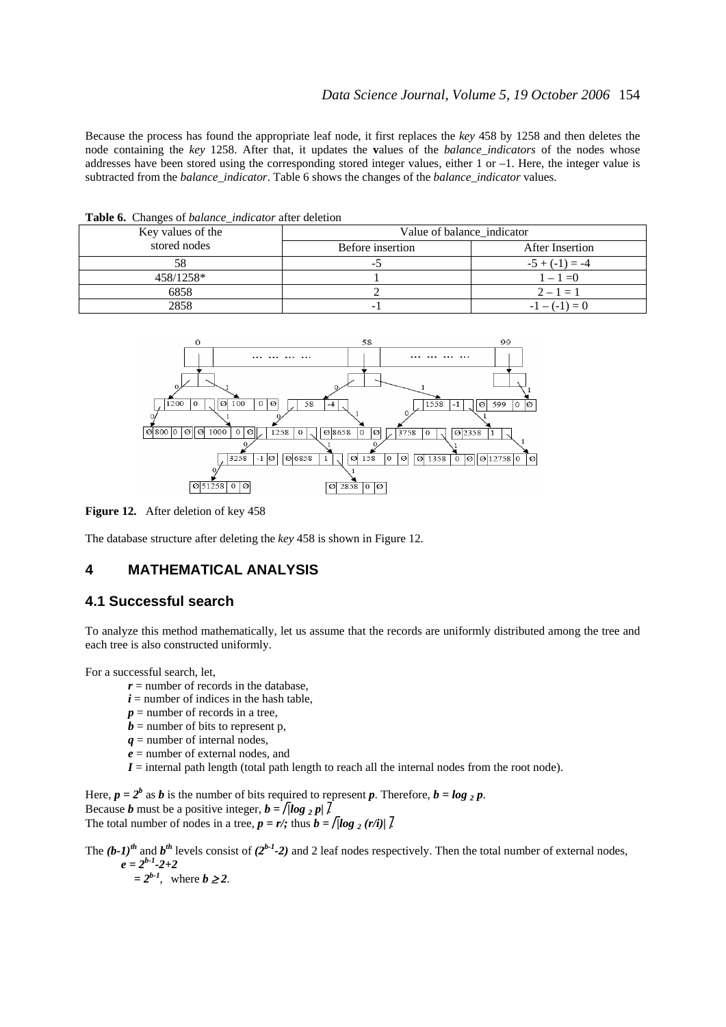Because the process has found the appropriate leaf node, it first replaces the *key* 458 by 1258 and then deletes the node containing the *key* 1258. After that, it updates the **v**alues of the *balance_indicators* of the nodes whose addresses have been stored using the corresponding stored integer values, either 1 or –1. Here, the integer value is subtracted from the *balance_indicator*. Table 6 shows the changes of the *balance_indicator* values.

**Table 6.** Changes of *balance_indicator* after deletion

| Key values of the stored nodes | Value of balance_indicator | |
|---|---|---|
| | Before insertion | After Insertion |
| 58 | -5 | -5 + (-1) = -4 |
| 458/1258* | 1 | 1 – 1 =0 |
| 6858 | 2 | 2 – 1 = 1 |
| 2858 | -1 | -1 – (-1) = 0 |

0
58
99
… … … …
… … … …
0
1
0
1
1
1200 0
Ø 100 0 Ø
58 -4
1558 -1
Ø 599 0 Ø
0
1
0
1
0
1
Ø 800 0 Ø
Ø 1000 0 Ø
1258 0
Ø 8658 0 Ø
3758 0
Ø 2358 1
0
1
0
1
1
3258 -1 Ø
Ø 6858 1
Ø 158 0 Ø
Ø 1358 0 Ø
Ø 12758 0 Ø
0
1
Ø 51258 0 Ø
Ø 2858 0 Ø

**Figure 12.** After deletion of key 458

The database structure after deleting the *key* 458 is shown in Figure 12.

## 4 MATHEMATICAL ANALYSIS

### 4.1 Successful search

To analyze this method mathematically, let us assume that the records are uniformly distributed among the tree and each tree is also constructed uniformly.

For a successful search, let,

- $r$ = number of records in the database,
- $i$ = number of indices in the hash table,
- $p$ = number of records in a tree,
- $b$ = number of bits to represent p,
- $q$ = number of internal nodes,
- $e$ = number of external nodes, and
- $I$ = internal path length (total path length to reach all the internal nodes from the root node).

Here, $p = 2^b$ as $b$ is the number of bits required to represent $p$. Therefore, $b = log_2 p$.
Because $b$ must be a positive integer, $b = \lceil log_2 p \rceil$.
The total number of nodes in a tree, $p = r/i$; thus $b = \lceil log_2 (r/i) \rceil$.

The $(b\text{-}1)^{th}$ and $b^{th}$ levels consist of $(2^{b-1}\text{-}2)$ and 2 leaf nodes respectively. Then the total number of external nodes,

$$e = 2^{b-1}-2+2$$
$$= 2^{b-1}, \quad \text{where } b \geq 2.$$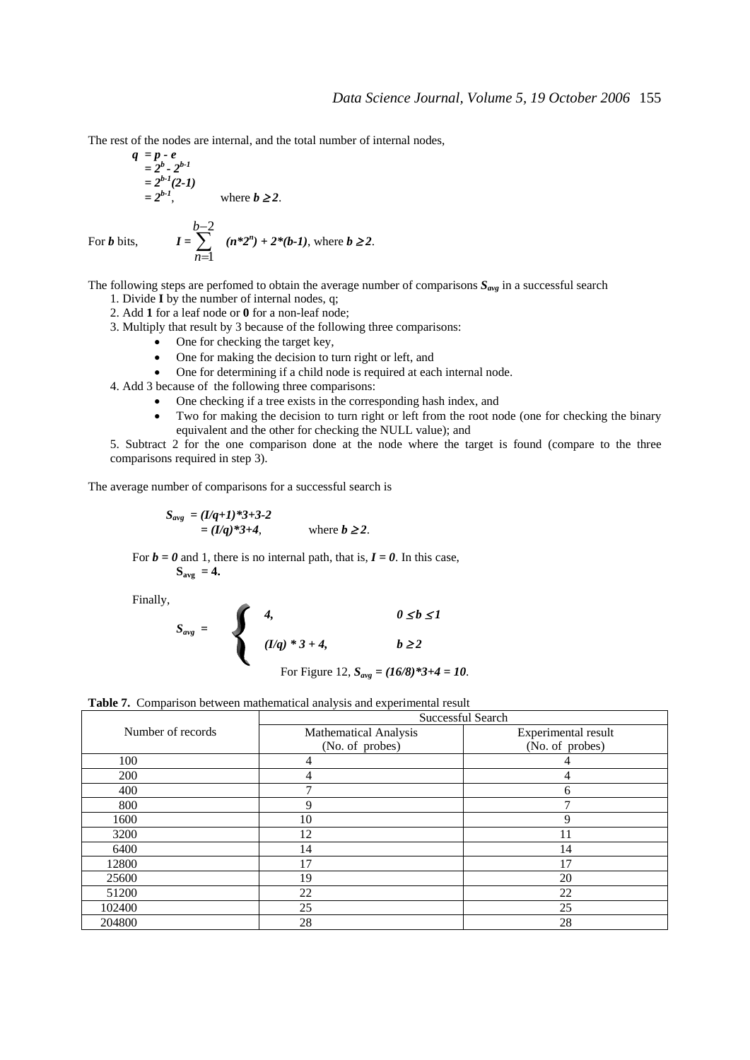The rest of the nodes are internal, and the total number of internal nodes,

$$
\begin{aligned}
q &= p - e \\
&= 2^b - 2^{b-1} \\
&= 2^{b-1}(2-1) \\
&= 2^{b-1}, \qquad \text{where } b \geq 2.
\end{aligned}
$$

For $b$ bits, $$I = \sum_{n=1}^{b-2} (n*2^n) + 2*(b-1), \text{ where } b \geq 2.$$

The following steps are perfomed to obtain the average number of comparisons $S_{avg}$ in a successful search

1. Divide **I** by the number of internal nodes, q;
2. Add **1** for a leaf node or **0** for a non-leaf node;
3. Multiply that result by 3 because of the following three comparisons:
   - One for checking the target key,
   - One for making the decision to turn right or left, and
   - One for determining if a child node is required at each internal node.
4. Add 3 because of the following three comparisons:
   - One checking if a tree exists in the corresponding hash index, and
   - Two for making the decision to turn right or left from the root node (one for checking the binary equivalent and the other for checking the NULL value); and
5. Subtract 2 for the one comparison done at the node where the target is found (compare to the three comparisons required in step 3).

The average number of comparisons for a successful search is

$$
\begin{aligned}
S_{avg} &= (I/q+1)*3+3-2 \\
&= (I/q)*3+4, \qquad \text{where } b \geq 2.
\end{aligned}
$$

For $b = 0$ and 1, there is no internal path, that is, $I = 0$. In this case,
$S_{avg} = 4.$

Finally,

$$
S_{avg} = \begin{cases} 4, & 0 \leq b \leq 1 \\ (I/q) * 3 + 4, & b \geq 2 \end{cases}
$$

For Figure 12, $S_{avg} = (16/8)*3+4 = 10$.

**Table 7.** Comparison between mathematical analysis and experimental result

| Number of records | Successful Search | |
|---|---|---|
| | Mathematical Analysis (No. of probes) | Experimental result (No. of probes) |
| 100 | 4 | 4 |
| 200 | 4 | 4 |
| 400 | 7 | 6 |
| 800 | 9 | 7 |
| 1600 | 10 | 9 |
| 3200 | 12 | 11 |
| 6400 | 14 | 14 |
| 12800 | 17 | 17 |
| 25600 | 19 | 20 |
| 51200 | 22 | 22 |
| 102400 | 25 | 25 |
| 204800 | 28 | 28 |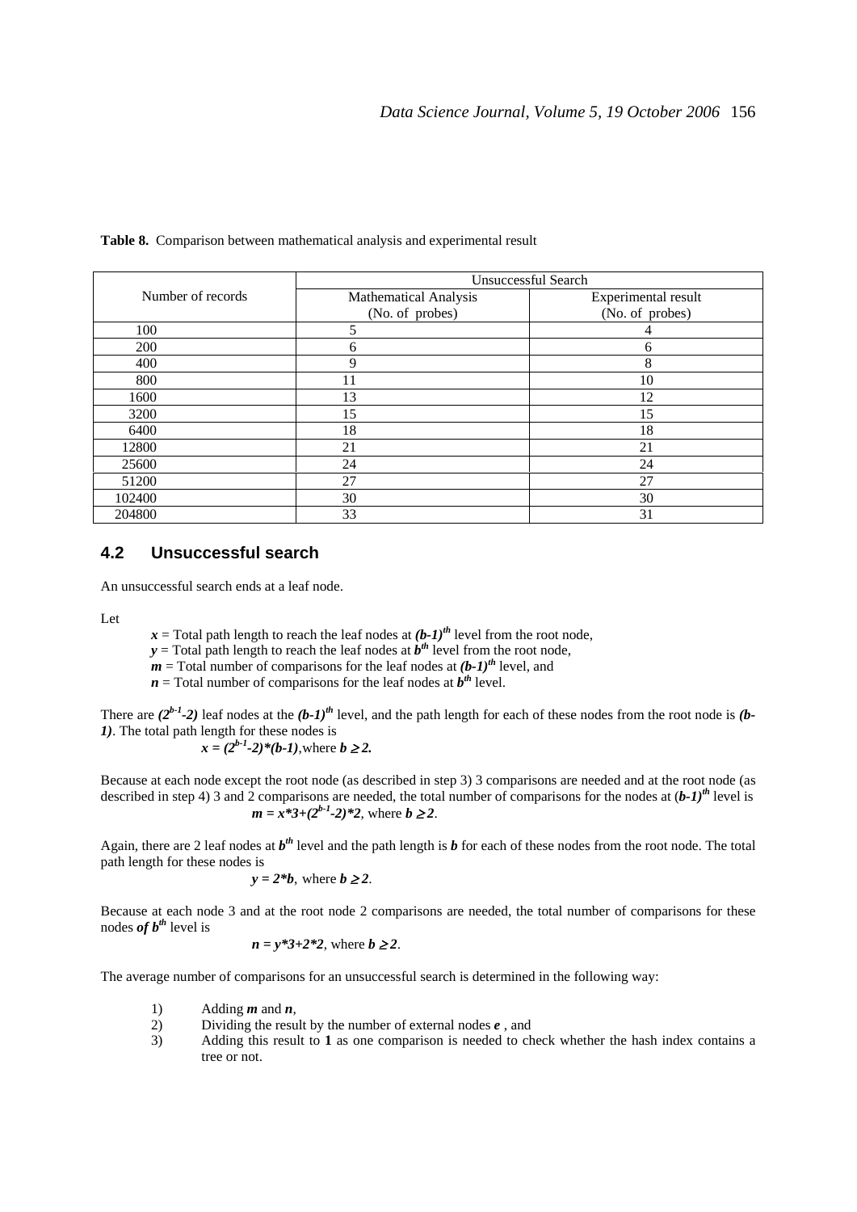**Table 8.** Comparison between mathematical analysis and experimental result

| Number of records | Unsuccessful Search | |
|---|---|---|
| | Mathematical Analysis (No. of probes) | Experimental result (No. of probes) |
| 100 | 5 | 4 |
| 200 | 6 | 6 |
| 400 | 9 | 8 |
| 800 | 11 | 10 |
| 1600 | 13 | 12 |
| 3200 | 15 | 15 |
| 6400 | 18 | 18 |
| 12800 | 21 | 21 |
| 25600 | 24 | 24 |
| 51200 | 27 | 27 |
| 102400 | 30 | 30 |
| 204800 | 33 | 31 |

## 4.2 Unsuccessful search

An unsuccessful search ends at a leaf node.

Let

$x$ = Total path length to reach the leaf nodes at $(b\text{-}1)^{th}$ level from the root node,
$y$ = Total path length to reach the leaf nodes at $b^{th}$ level from the root node,
$m$ = Total number of comparisons for the leaf nodes at $(b\text{-}1)^{th}$ level, and
$n$ = Total number of comparisons for the leaf nodes at $b^{th}$ level.

There are $(2^{b-1}-2)$ leaf nodes at the $(b\text{-}1)^{th}$ level, and the path length for each of these nodes from the root node is $(b\text{-}1)$. The total path length for these nodes is

$$x = (2^{b-1}-2)*(b-1), \text{where } b \geq 2.$$

Because at each node except the root node (as described in step 3) 3 comparisons are needed and at the root node (as described in step 4) 3 and 2 comparisons are needed, the total number of comparisons for the nodes at $(b\text{-}1)^{th}$ level is

$$m = x*3+(2^{b-1}-2)*2, \text{ where } b \geq 2.$$

Again, there are 2 leaf nodes at $b^{th}$ level and the path length is $b$ for each of these nodes from the root node. The total path length for these nodes is

$$y = 2*b, \text{ where } b \geq 2.$$

Because at each node 3 and at the root node 2 comparisons are needed, the total number of comparisons for these nodes ***of*** $b^{th}$ level is

$$n = y*3+2*2, \text{ where } b \geq 2.$$

The average number of comparisons for an unsuccessful search is determined in the following way:

1) Adding $m$ and $n$,
2) Dividing the result by the number of external nodes $e$ , and
3) Adding this result to **1** as one comparison is needed to check whether the hash index contains a tree or not.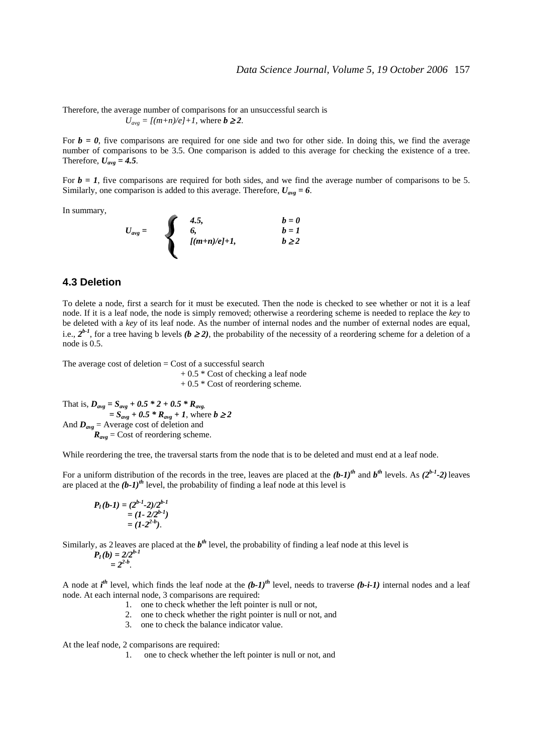Therefore, the average number of comparisons for an unsuccessful search is

$U_{avg} = [(m+n)/e]+1$, where $b \geq 2$.

For $b = 0$, five comparisons are required for one side and two for other side. In doing this, we find the average number of comparisons to be 3.5. One comparison is added to this average for checking the existence of a tree. Therefore, $U_{avg} = 4.5$.

For $b = 1$, five comparisons are required for both sides, and we find the average number of comparisons to be 5. Similarly, one comparison is added to this average. Therefore, $U_{avg} = 6$.

In summary,

$$U_{avg} = \begin{cases} 4.5, & b = 0 \\ 6, & b = 1 \\ [(m+n)/e]+1, & b \geq 2 \end{cases}$$

### 4.3 Deletion

To delete a node, first a search for it must be executed. Then the node is checked to see whether or not it is a leaf node. If it is a leaf node, the node is simply removed; otherwise a reordering scheme is needed to replace the *key* to be deleted with a *key* of its leaf node. As the number of internal nodes and the number of external nodes are equal, i.e., $2^{b-1}$, for a tree having b levels $(b \geq 2)$, the probability of the necessity of a reordering scheme for a deletion of a node is 0.5.

The average cost of deletion = Cost of a successful search
+ 0.5 * Cost of checking a leaf node
+ 0.5 * Cost of reordering scheme.

That is, $D_{avg} = S_{avg} + 0.5 * 2 + 0.5 * R_{avg}$.
$= S_{avg} + 0.5 * R_{avg} + 1$, where $b \geq 2$

And $D_{avg}$ = Average cost of deletion and
$R_{avg}$ = Cost of reordering scheme.

While reordering the tree, the traversal starts from the node that is to be deleted and must end at a leaf node.

For a uniform distribution of the records in the tree, leaves are placed at the $(b-1)^{th}$ and $b^{th}$ levels. As $(2^{b-1}-2)$ leaves are placed at the $(b-1)^{th}$ level, the probability of finding a leaf node at this level is

$$P_l(b-1) = (2^{b-1}-2)/2^{b-1}$$
$$= (1- 2/2^{b-1})$$
$$= (1-2^{2-b}).$$

Similarly, as 2 leaves are placed at the $b^{th}$ level, the probability of finding a leaf node at this level is

$$P_l(b) = 2/2^{b-1}$$
$$= 2^{2-b}.$$

A node at $i^{th}$ level, which finds the leaf node at the $(b-1)^{th}$ level, needs to traverse $(b-i-1)$ internal nodes and a leaf node. At each internal node, 3 comparisons are required:

1. one to check whether the left pointer is null or not,
2. one to check whether the right pointer is null or not, and
3. one to check the balance indicator value.

At the leaf node, 2 comparisons are required:

1. one to check whether the left pointer is null or not, and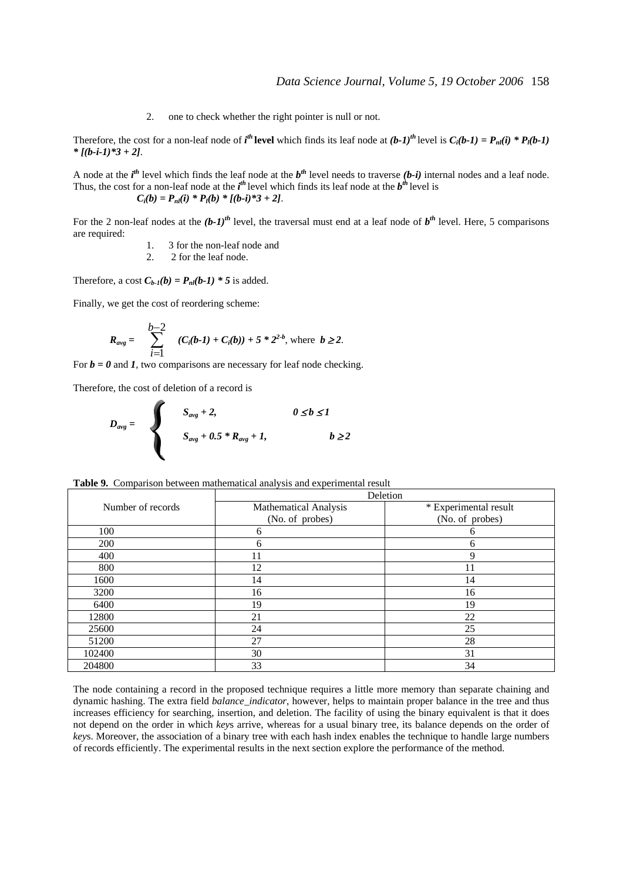2. one to check whether the right pointer is null or not.

Therefore, the cost for a non-leaf node of $i^{th}$ **level** which finds its leaf node at $(b-1)^{th}$ level is $C_i(b-1) = P_{nl}(i) * P_l(b-1) * [(b-i-1)*3 + 2]$.

A node at the $i^{th}$ level which finds the leaf node at the $b^{th}$ level needs to traverse $(b-i)$ internal nodes and a leaf node. Thus, the cost for a non-leaf node at the $i^{th}$ level which finds its leaf node at the $b^{th}$ level is

$$C_i(b) = P_{nl}(i) * P_l(b) * [(b-i)*3 + 2].$$

For the 2 non-leaf nodes at the $(b-1)^{th}$ level, the traversal must end at a leaf node of $b^{th}$ level. Here, 5 comparisons are required:

1. 3 for the non-leaf node and
2. 2 for the leaf node.

Therefore, a cost $C_{b-1}(b) = P_{nl}(b-1) * 5$ is added.

Finally, we get the cost of reordering scheme:

$$R_{avg} = \sum_{i=1}^{b-2} (C_i(b-1) + C_i(b)) + 5 * 2^{2-b}, \text{ where } b \geq 2.$$

For $b = 0$ and $1$, two comparisons are necessary for leaf node checking.

Therefore, the cost of deletion of a record is

$$D_{avg} = \begin{cases} S_{avg} + 2, & 0 \leq b \leq 1 \\ S_{avg} + 0.5 * R_{avg} + 1, & b \geq 2 \end{cases}$$

**Table 9.** Comparison between mathematical analysis and experimental result

| Number of records | Deletion | |
|---|---|---|
| | Mathematical Analysis (No. of probes) | * Experimental result (No. of probes) |
| 100 | 6 | 6 |
| 200 | 6 | 6 |
| 400 | 11 | 9 |
| 800 | 12 | 11 |
| 1600 | 14 | 14 |
| 3200 | 16 | 16 |
| 6400 | 19 | 19 |
| 12800 | 21 | 22 |
| 25600 | 24 | 25 |
| 51200 | 27 | 28 |
| 102400 | 30 | 31 |
| 204800 | 33 | 34 |

The node containing a record in the proposed technique requires a little more memory than separate chaining and dynamic hashing. The extra field *balance_indicator*, however, helps to maintain proper balance in the tree and thus increases efficiency for searching, insertion, and deletion. The facility of using the binary equivalent is that it does not depend on the order in which *key*s arrive, whereas for a usual binary tree, its balance depends on the order of *key*s. Moreover, the association of a binary tree with each hash index enables the technique to handle large numbers of records efficiently. The experimental results in the next section explore the performance of the method.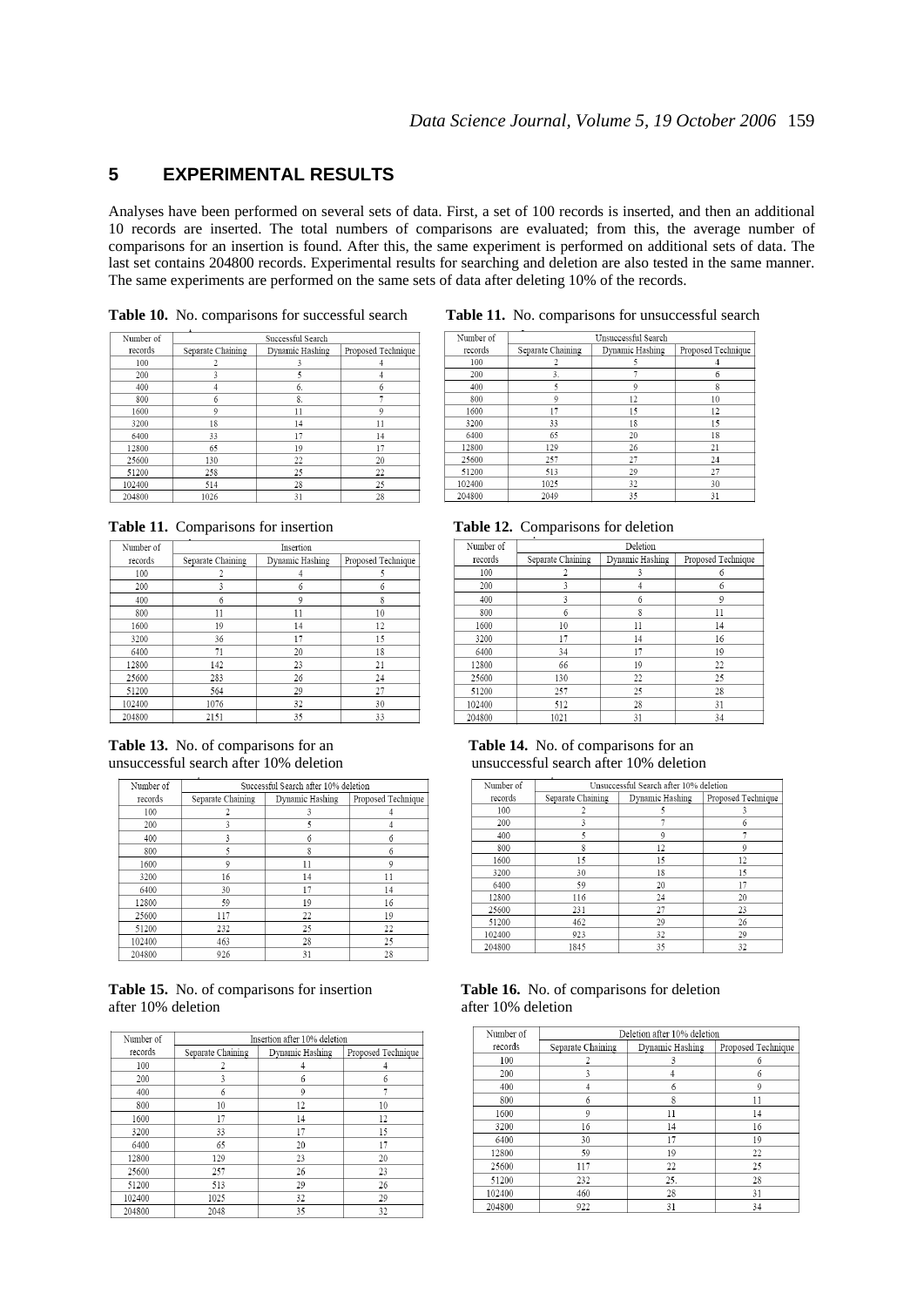## 5 EXPERIMENTAL RESULTS

Analyses have been performed on several sets of data. First, a set of 100 records is inserted, and then an additional 10 records are inserted. The total numbers of comparisons are evaluated; from this, the average number of comparisons for an insertion is found. After this, the same experiment is performed on additional sets of data. The last set contains 204800 records. Experimental results for searching and deletion are also tested in the same manner. The same experiments are performed on the same sets of data after deleting 10% of the records.

**Table 10.** No. comparisons for successful search

| Number of | Successful Search | | |
|---|---|---|---|
| records | Separate Chaining | Dynamic Hashing | Proposed Technique |
| 100 | 2 | 3 | 4 |
| 200 | 3 | 5 | 4 |
| 400 | 4 | 6. | 6 |
| 800 | 6 | 8. | 7 |
| 1600 | 9 | 11 | 9 |
| 3200 | 18 | 14 | 11 |
| 6400 | 33 | 17 | 14 |
| 12800 | 65 | 19 | 17 |
| 25600 | 130 | 22 | 20 |
| 51200 | 258 | 25 | 22 |
| 102400 | 514 | 28 | 25 |
| 204800 | 1026 | 31 | 28 |

**Table 11.** No. comparisons for unsuccessful search

| Number of | Unsuccessful Search | | |
|---|---|---|---|
| records | Separate Chaining | Dynamic Hashing | Proposed Technique |
| 100 | 2 | 5 | 4 |
| 200 | 3. | 7 | 6 |
| 400 | 5 | 9 | 8 |
| 800 | 9 | 12 | 10 |
| 1600 | 17 | 15 | 12 |
| 3200 | 33 | 18 | 15 |
| 6400 | 65 | 20 | 18 |
| 12800 | 129 | 26 | 21 |
| 25600 | 257 | 27 | 24 |
| 51200 | 513 | 29 | 27 |
| 102400 | 1025 | 32 | 30 |
| 204800 | 2049 | 35 | 31 |

**Table 11.** Comparisons for insertion

| Number of | Insertion | | |
|---|---|---|---|
| records | Separate Chaining | Dynamic Hashing | Proposed Technique |
| 100 | 2 | 4 | 5 |
| 200 | 3 | 6 | 6 |
| 400 | 6 | 9 | 8 |
| 800 | 11 | 11 | 10 |
| 1600 | 19 | 14 | 12 |
| 3200 | 36 | 17 | 15 |
| 6400 | 71 | 20 | 18 |
| 12800 | 142 | 23 | 21 |
| 25600 | 283 | 26 | 24 |
| 51200 | 564 | 29 | 27 |
| 102400 | 1076 | 32 | 30 |
| 204800 | 2151 | 35 | 33 |

**Table 12.** Comparisons for deletion

| Number of | Deletion | | |
|---|---|---|---|
| records | Separate Chaining | Dynamic Hashing | Proposed Technique |
| 100 | 2 | 3 | 6 |
| 200 | 3 | 4 | 6 |
| 400 | 3 | 6 | 9 |
| 800 | 6 | 8 | 11 |
| 1600 | 10 | 11 | 14 |
| 3200 | 17 | 14 | 16 |
| 6400 | 34 | 17 | 19 |
| 12800 | 66 | 19 | 22 |
| 25600 | 130 | 22 | 25 |
| 51200 | 257 | 25 | 28 |
| 102400 | 512 | 28 | 31 |
| 204800 | 1021 | 31 | 34 |

**Table 13.** No. of comparisons for an unsuccessful search after 10% deletion

| Number of | Successful Search after 10% deletion | | |
|---|---|---|---|
| records | Separate Chaining | Dynamic Hashing | Proposed Technique |
| 100 | 2 | 3 | 4 |
| 200 | 3 | 5 | 4 |
| 400 | 3 | 6 | 6 |
| 800 | 5 | 8 | 6 |
| 1600 | 9 | 11 | 9 |
| 3200 | 16 | 14 | 11 |
| 6400 | 30 | 17 | 14 |
| 12800 | 59 | 19 | 16 |
| 25600 | 117 | 22 | 19 |
| 51200 | 232 | 25 | 22 |
| 102400 | 463 | 28 | 25 |
| 204800 | 926 | 31 | 28 |

**Table 14.** No. of comparisons for an unsuccessful search after 10% deletion

| Number of | Unsuccessful Search after 10% deletion | | |
|---|---|---|---|
| records | Separate Chaining | Dynamic Hashing | Proposed Technique |
| 100 | 2 | 5 | 3 |
| 200 | 3 | 7 | 6 |
| 400 | 5 | 9 | 7 |
| 800 | 8 | 12 | 9 |
| 1600 | 15 | 15 | 12 |
| 3200 | 30 | 18 | 15 |
| 6400 | 59 | 20 | 17 |
| 12800 | 116 | 24 | 20 |
| 25600 | 231 | 27 | 23 |
| 51200 | 462 | 29 | 26 |
| 102400 | 923 | 32 | 29 |
| 204800 | 1845 | 35 | 32 |

**Table 15.** No. of comparisons for insertion after 10% deletion

| Number of | Insertion after 10% deletion | | |
|---|---|---|---|
| records | Separate Chaining | Dynamic Hashing | Proposed Technique |
| 100 | 2 | 4 | 4 |
| 200 | 3 | 6 | 6 |
| 400 | 6 | 9 | 7 |
| 800 | 10 | 12 | 10 |
| 1600 | 17 | 14 | 12 |
| 3200 | 33 | 17 | 15 |
| 6400 | 65 | 20 | 17 |
| 12800 | 129 | 23 | 20 |
| 25600 | 257 | 26 | 23 |
| 51200 | 513 | 29 | 26 |
| 102400 | 1025 | 32 | 29 |
| 204800 | 2048 | 35 | 32 |

**Table 16.** No. of comparisons for deletion after 10% deletion

| Number of | Deletion after 10% deletion | | |
|---|---|---|---|
| records | Separate Chaining | Dynamic Hashing | Proposed Technique |
| 100 | 2 | 3 | 6 |
| 200 | 3 | 4 | 6 |
| 400 | 4 | 6 | 9 |
| 800 | 6 | 8 | 11 |
| 1600 | 9 | 11 | 14 |
| 3200 | 16 | 14 | 16 |
| 6400 | 30 | 17 | 19 |
| 12800 | 59 | 19 | 22 |
| 25600 | 117 | 22 | 25 |
| 51200 | 232 | 25. | 28 |
| 102400 | 460 | 28 | 31 |
| 204800 | 922 | 31 | 34 |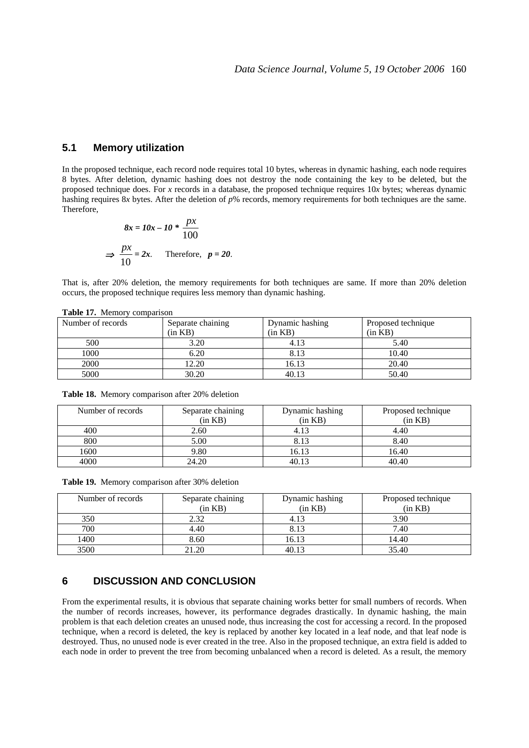## 5.1 Memory utilization

In the proposed technique, each record node requires total 10 bytes, whereas in dynamic hashing, each node requires 8 bytes. After deletion, dynamic hashing does not destroy the node containing the key to be deleted, but the proposed technique does. For $x$ records in a database, the proposed technique requires $10x$ bytes; whereas dynamic hashing requires $8x$ bytes. After the deletion of $p$% records, memory requirements for both techniques are the same. Therefore,

$$8x = 10x - 10 * \frac{px}{100}$$

$$\Rightarrow \frac{px}{10} = 2x. \quad \text{Therefore,} \quad p = 20.$$

That is, after 20% deletion, the memory requirements for both techniques are same. If more than 20% deletion occurs, the proposed technique requires less memory than dynamic hashing.

**Table 17.** Memory comparison

| Number of records | Separate chaining (in KB) | Dynamic hashing (in KB) | Proposed technique (in KB) |
|---|---|---|---|
| 500 | 3.20 | 4.13 | 5.40 |
| 1000 | 6.20 | 8.13 | 10.40 |
| 2000 | 12.20 | 16.13 | 20.40 |
| 5000 | 30.20 | 40.13 | 50.40 |

**Table 18.** Memory comparison after 20% deletion

| Number of records | Separate chaining (in KB) | Dynamic hashing (in KB) | Proposed technique (in KB) |
|---|---|---|---|
| 400 | 2.60 | 4.13 | 4.40 |
| 800 | 5.00 | 8.13 | 8.40 |
| 1600 | 9.80 | 16.13 | 16.40 |
| 4000 | 24.20 | 40.13 | 40.40 |

**Table 19.** Memory comparison after 30% deletion

| Number of records | Separate chaining (in KB) | Dynamic hashing (in KB) | Proposed technique (in KB) |
|---|---|---|---|
| 350 | 2.32 | 4.13 | 3.90 |
| 700 | 4.40 | 8.13 | 7.40 |
| 1400 | 8.60 | 16.13 | 14.40 |
| 3500 | 21.20 | 40.13 | 35.40 |

# 6 DISCUSSION AND CONCLUSION

From the experimental results, it is obvious that separate chaining works better for small numbers of records. When the number of records increases, however, its performance degrades drastically. In dynamic hashing, the main problem is that each deletion creates an unused node, thus increasing the cost for accessing a record. In the proposed technique, when a record is deleted, the key is replaced by another key located in a leaf node, and that leaf node is destroyed. Thus, no unused node is ever created in the tree. Also in the proposed technique, an extra field is added to each node in order to prevent the tree from becoming unbalanced when a record is deleted. As a result, the memory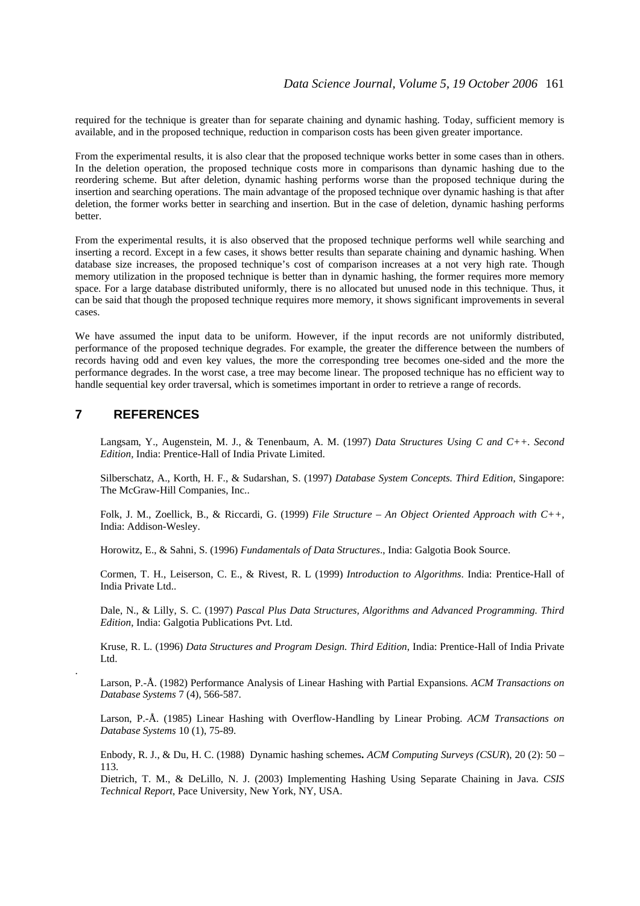required for the technique is greater than for separate chaining and dynamic hashing. Today, sufficient memory is available, and in the proposed technique, reduction in comparison costs has been given greater importance.

From the experimental results, it is also clear that the proposed technique works better in some cases than in others. In the deletion operation, the proposed technique costs more in comparisons than dynamic hashing due to the reordering scheme. But after deletion, dynamic hashing performs worse than the proposed technique during the insertion and searching operations. The main advantage of the proposed technique over dynamic hashing is that after deletion, the former works better in searching and insertion. But in the case of deletion, dynamic hashing performs better.

From the experimental results, it is also observed that the proposed technique performs well while searching and inserting a record. Except in a few cases, it shows better results than separate chaining and dynamic hashing. When database size increases, the proposed technique's cost of comparison increases at a not very high rate. Though memory utilization in the proposed technique is better than in dynamic hashing, the former requires more memory space. For a large database distributed uniformly, there is no allocated but unused node in this technique. Thus, it can be said that though the proposed technique requires more memory, it shows significant improvements in several cases.

We have assumed the input data to be uniform. However, if the input records are not uniformly distributed, performance of the proposed technique degrades. For example, the greater the difference between the numbers of records having odd and even key values, the more the corresponding tree becomes one-sided and the more the performance degrades. In the worst case, a tree may become linear. The proposed technique has no efficient way to handle sequential key order traversal, which is sometimes important in order to retrieve a range of records.

## 7 REFERENCES

Langsam, Y., Augenstein, M. J., & Tenenbaum, A. M. (1997) *Data Structures Using C and C++. Second Edition*, India: Prentice-Hall of India Private Limited.

Silberschatz, A., Korth, H. F., & Sudarshan, S. (1997) *Database System Concepts. Third Edition*, Singapore: The McGraw-Hill Companies, Inc..

Folk, J. M., Zoellick, B., & Riccardi, G. (1999) *File Structure – An Object Oriented Approach with C++*, India: Addison-Wesley.

Horowitz, E., & Sahni, S. (1996) *Fundamentals of Data Structures*., India: Galgotia Book Source.

Cormen, T. H., Leiserson, C. E., & Rivest, R. L (1999) *Introduction to Algorithms*. India: Prentice-Hall of India Private Ltd..

Dale, N., & Lilly, S. C. (1997) *Pascal Plus Data Structures, Algorithms and Advanced Programming. Third Edition*, India: Galgotia Publications Pvt. Ltd.

Kruse, R. L. (1996) *Data Structures and Program Design. Third Edition*, India: Prentice-Hall of India Private Ltd.

Larson, P.-Å. (1982) Performance Analysis of Linear Hashing with Partial Expansions. *ACM Transactions on Database Systems* 7 (4), 566-587.

Larson, P.-Å. (1985) Linear Hashing with Overflow-Handling by Linear Probing. *ACM Transactions on Database Systems* 10 (1), 75-89.

Enbody, R. J., & Du, H. C. (1988) Dynamic hashing schemes**.** *ACM Computing Surveys (CSUR*), 20 (2): 50 – 113.

Dietrich, T. M., & DeLillo, N. J. (2003) Implementing Hashing Using Separate Chaining in Java. *CSIS Technical Report*, Pace University, New York, NY, USA.